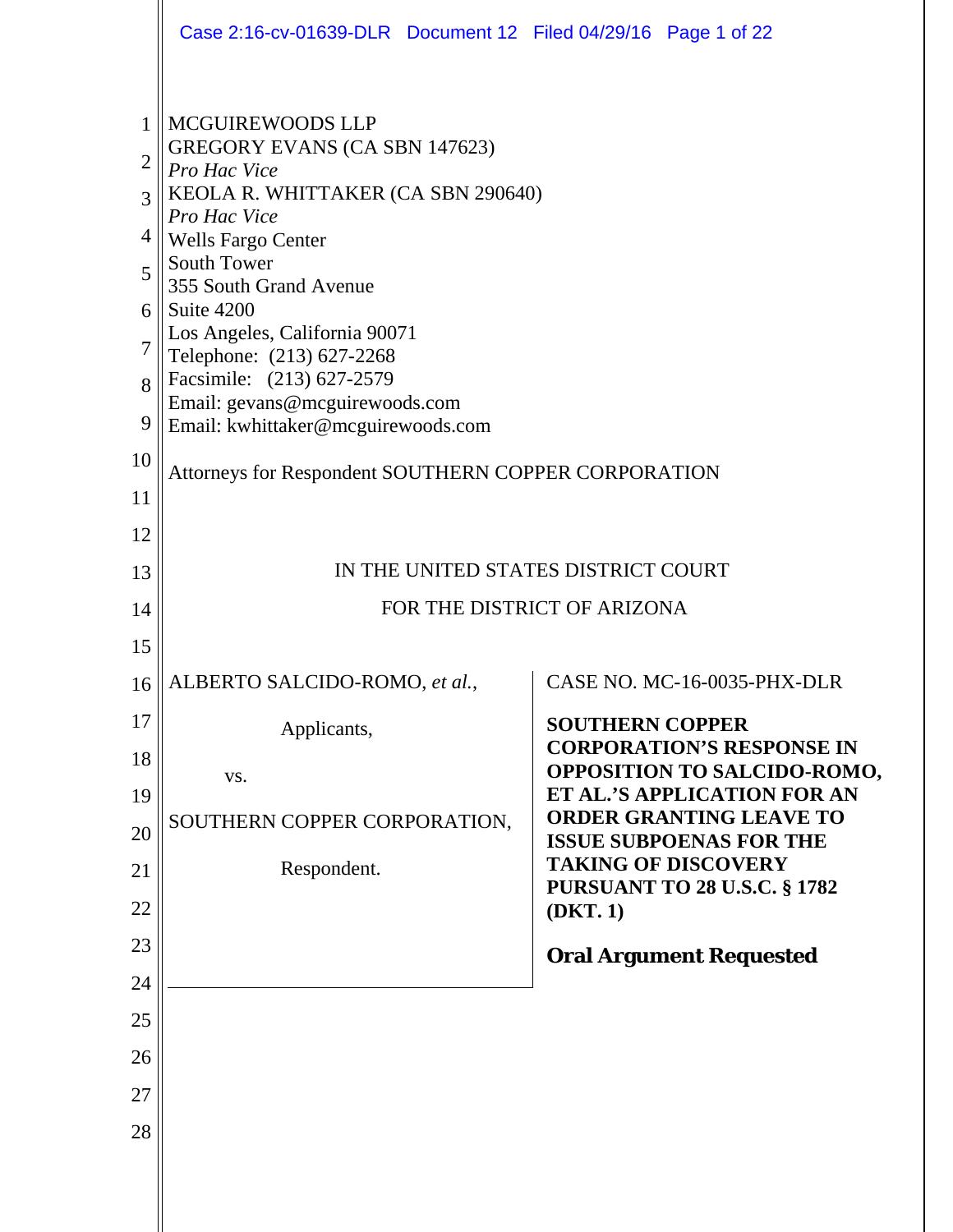MCGUIREWOODS LLP
GREGORY EVANS (CA SBN 147623)
*Pro Hac Vice*
KEOLA R. WHITTAKER (CA SBN 290640)
*Pro Hac Vice*
Wells Fargo Center
South Tower
355 South Grand Avenue
Suite 4200
Los Angeles, California 90071
Telephone: (213) 627-2268
Facsimile: (213) 627-2579
Email: gevans@mcguirewoods.com
Email: kwhittaker@mcguirewoods.com

Attorneys for Respondent SOUTHERN COPPER CORPORATION

IN THE UNITED STATES DISTRICT COURT

FOR THE DISTRICT OF ARIZONA

| | |
|---|---|
| ALBERTO SALCIDO-ROMO, *et al.*,<br><br>Applicants,<br><br>vs.<br><br>SOUTHERN COPPER CORPORATION,<br><br>Respondent. | CASE NO. MC-16-0035-PHX-DLR<br><br>**SOUTHERN COPPER CORPORATION'S RESPONSE IN OPPOSITION TO SALCIDO-ROMO, ET AL.'S APPLICATION FOR AN ORDER GRANTING LEAVE TO ISSUE SUBPOENAS FOR THE TAKING OF DISCOVERY PURSUANT TO 28 U.S.C. § 1782 (DKT. 1)**<br><br>**Oral Argument Requested** |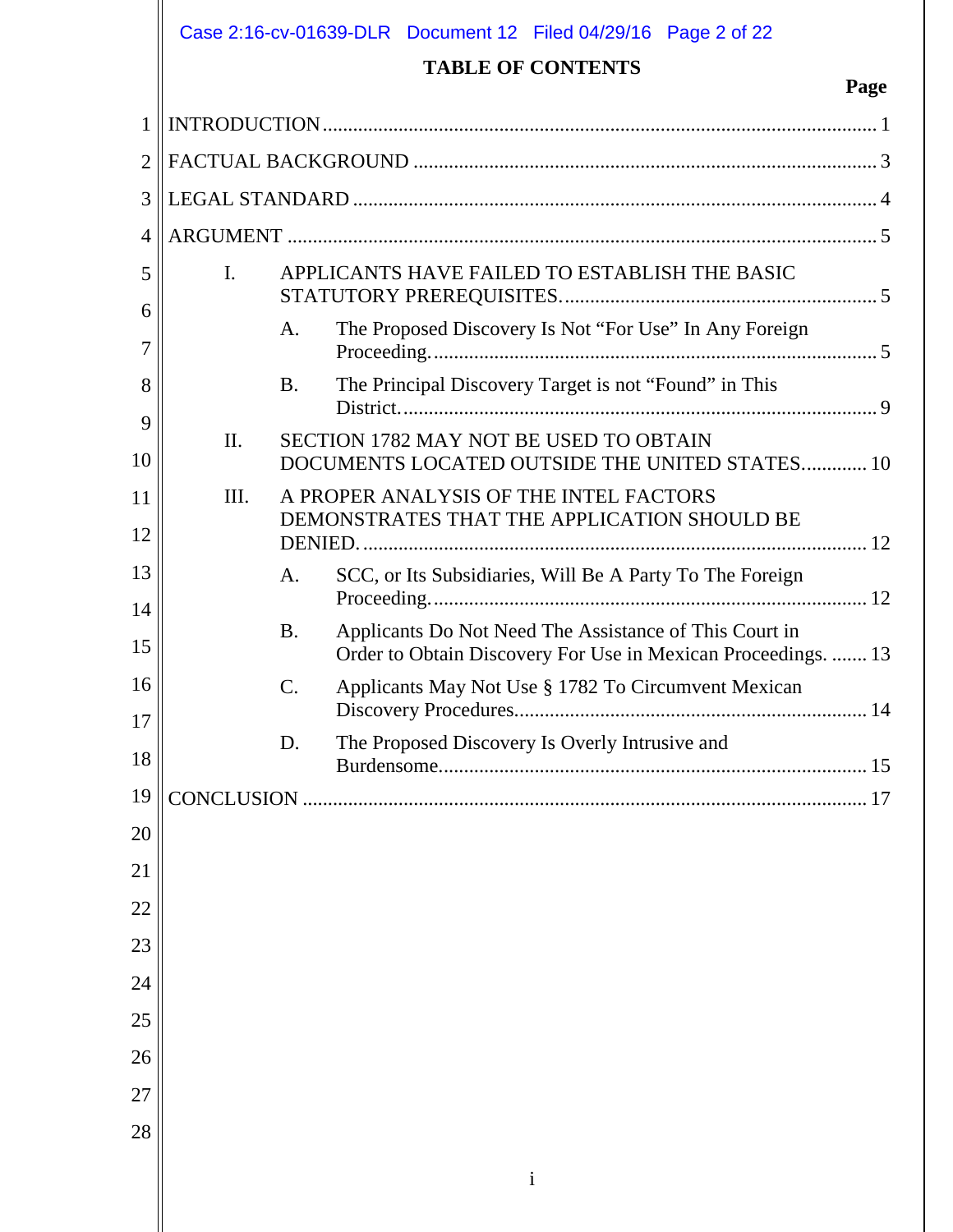# TABLE OF CONTENTS

| | Page |
|---|---|
| INTRODUCTION | 1 |
| FACTUAL BACKGROUND | 3 |
| LEGAL STANDARD | 4 |
| ARGUMENT | 5 |
| I. APPLICANTS HAVE FAILED TO ESTABLISH THE BASIC STATUTORY PREREQUISITES. | 5 |
| A. The Proposed Discovery Is Not "For Use" In Any Foreign Proceeding. | 5 |
| B. The Principal Discovery Target is not "Found" in This District. | 9 |
| II. SECTION 1782 MAY NOT BE USED TO OBTAIN DOCUMENTS LOCATED OUTSIDE THE UNITED STATES. | 10 |
| III. A PROPER ANALYSIS OF THE INTEL FACTORS DEMONSTRATES THAT THE APPLICATION SHOULD BE DENIED. | 12 |
| A. SCC, or Its Subsidiaries, Will Be A Party To The Foreign Proceeding. | 12 |
| B. Applicants Do Not Need The Assistance of This Court in Order to Obtain Discovery For Use in Mexican Proceedings. | 13 |
| C. Applicants May Not Use § 1782 To Circumvent Mexican Discovery Procedures. | 14 |
| D. The Proposed Discovery Is Overly Intrusive and Burdensome. | 15 |
| CONCLUSION | 17 |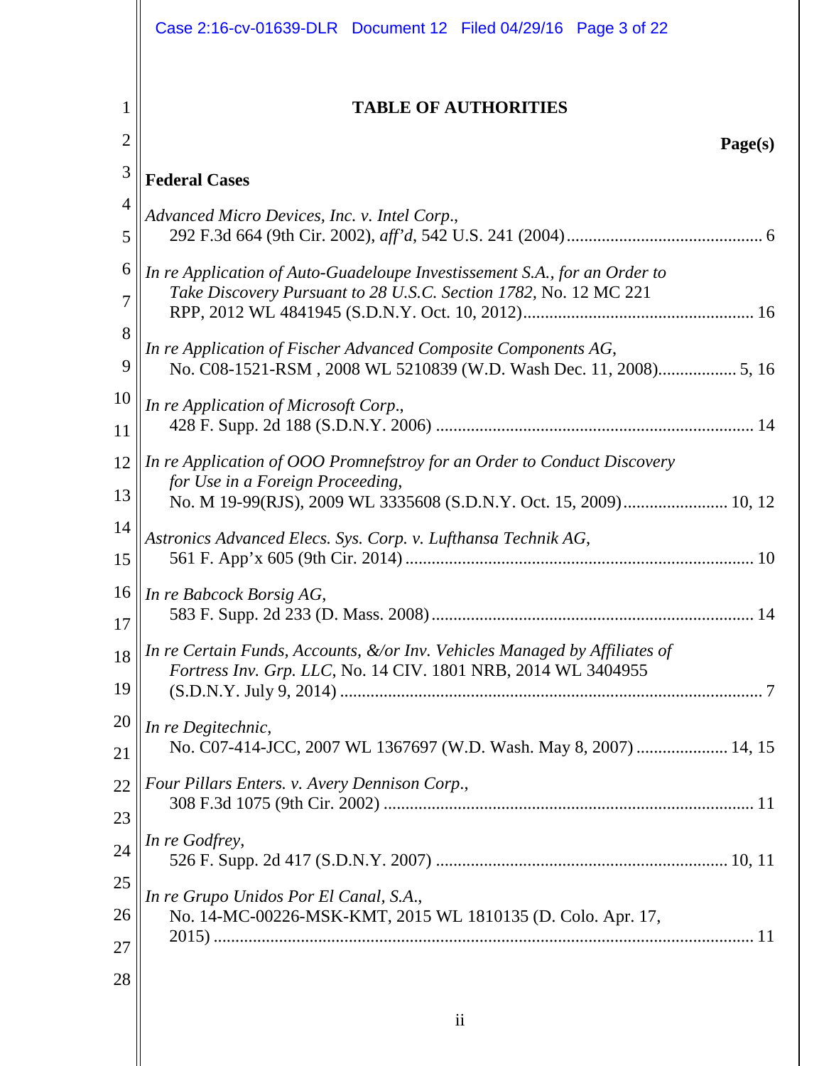# TABLE OF AUTHORITIES

**Page(s)**

**Federal Cases**

*Advanced Micro Devices, Inc. v. Intel Corp.*,
292 F.3d 664 (9th Cir. 2002), *aff'd*, 542 U.S. 241 (2004) .......... 6

*In re Application of Auto-Guadeloupe Investissement S.A., for an Order to Take Discovery Pursuant to 28 U.S.C. Section 1782*, No. 12 MC 221 RPP, 2012 WL 4841945 (S.D.N.Y. Oct. 10, 2012) .......... 16

*In re Application of Fischer Advanced Composite Components AG*,
No. C08-1521-RSM , 2008 WL 5210839 (W.D. Wash Dec. 11, 2008) .......... 5, 16

*In re Application of Microsoft Corp.*,
428 F. Supp. 2d 188 (S.D.N.Y. 2006) .......... 14

*In re Application of OOO Promnefstroy for an Order to Conduct Discovery for Use in a Foreign Proceeding*,
No. M 19-99(RJS), 2009 WL 3335608 (S.D.N.Y. Oct. 15, 2009) .......... 10, 12

*Astronics Advanced Elecs. Sys. Corp. v. Lufthansa Technik AG*,
561 F. App'x 605 (9th Cir. 2014) .......... 10

*In re Babcock Borsig AG*,
583 F. Supp. 2d 233 (D. Mass. 2008) .......... 14

*In re Certain Funds, Accounts, &/or Inv. Vehicles Managed by Affiliates of Fortress Inv. Grp. LLC*, No. 14 CIV. 1801 NRB, 2014 WL 3404955 (S.D.N.Y. July 9, 2014) .......... 7

*In re Degitechnic*,
No. C07-414-JCC, 2007 WL 1367697 (W.D. Wash. May 8, 2007) .......... 14, 15

*Four Pillars Enters. v. Avery Dennison Corp.*,
308 F.3d 1075 (9th Cir. 2002) .......... 11

*In re Godfrey*,
526 F. Supp. 2d 417 (S.D.N.Y. 2007) .......... 10, 11

*In re Grupo Unidos Por El Canal, S.A.*,
No. 14-MC-00226-MSK-KMT, 2015 WL 1810135 (D. Colo. Apr. 17, 2015) .......... 11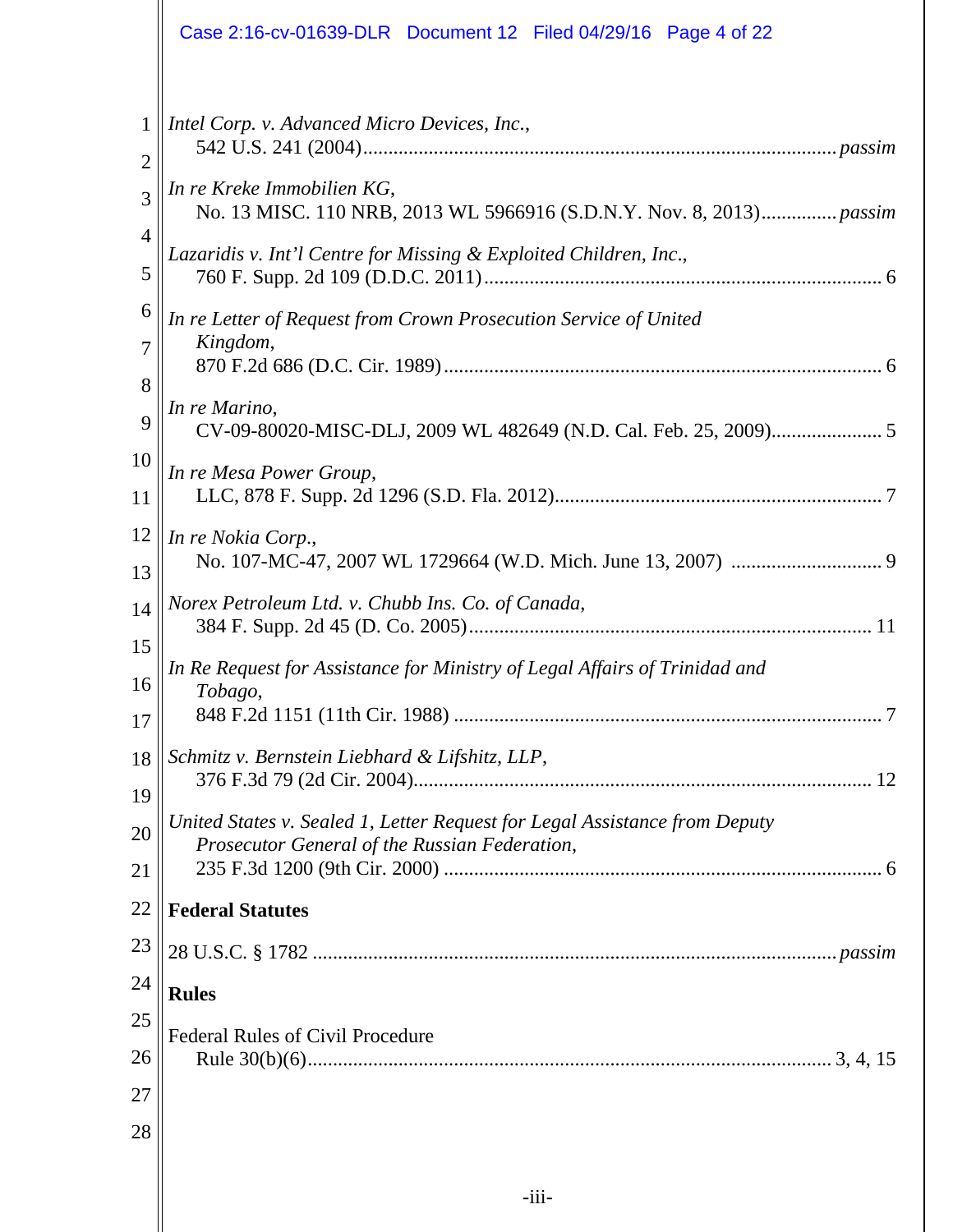*Intel Corp. v. Advanced Micro Devices, Inc.*,
542 U.S. 241 (2004)............................................................................................*passim*

*In re Kreke Immobilien KG*,
No. 13 MISC. 110 NRB, 2013 WL 5966916 (S.D.N.Y. Nov. 8, 2013)...............*passim*

*Lazaridis v. Int'l Centre for Missing & Exploited Children, Inc.*,
760 F. Supp. 2d 109 (D.D.C. 2011)............................................................................. 6

*In re Letter of Request from Crown Prosecution Service of United Kingdom*,
870 F.2d 686 (D.C. Cir. 1989)...................................................................................... 6

*In re Marino*,
CV-09-80020-MISC-DLJ, 2009 WL 482649 (N.D. Cal. Feb. 25, 2009)...................... 5

*In re Mesa Power Group*,
LLC, 878 F. Supp. 2d 1296 (S.D. Fla. 2012)................................................................ 7

*In re Nokia Corp.*,
No. 107-MC-47, 2007 WL 1729664 (W.D. Mich. June 13, 2007) .............................. 9

*Norex Petroleum Ltd. v. Chubb Ins. Co. of Canada*,
384 F. Supp. 2d 45 (D. Co. 2005)............................................................................... 11

*In Re Request for Assistance for Ministry of Legal Affairs of Trinidad and Tobago*,
848 F.2d 1151 (11th Cir. 1988) .................................................................................... 7

*Schmitz v. Bernstein Liebhard & Lifshitz, LLP*,
376 F.3d 79 (2d Cir. 2004).......................................................................................... 12

*United States v. Sealed 1, Letter Request for Legal Assistance from Deputy Prosecutor General of the Russian Federation*,
235 F.3d 1200 (9th Cir. 2000) ...................................................................................... 6

**Federal Statutes**

28 U.S.C. § 1782 ......................................................................................................*passim*

**Rules**

Federal Rules of Civil Procedure
Rule 30(b)(6)...................................................................................................... 3, 4, 15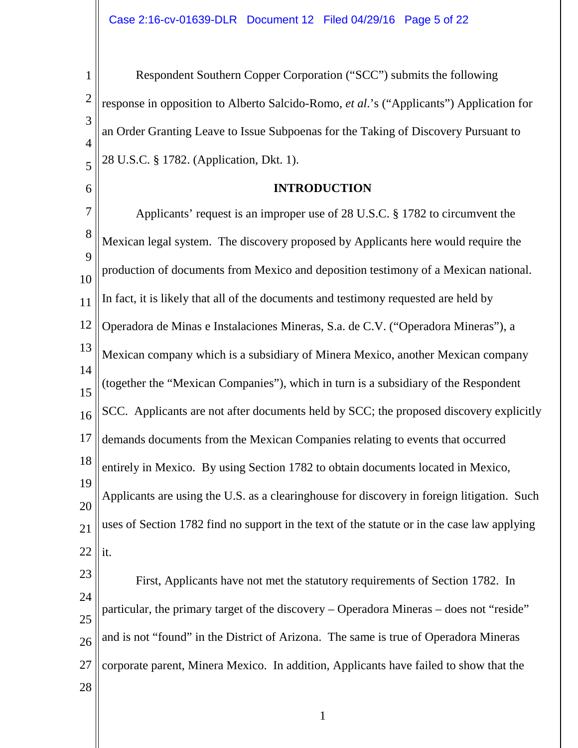Respondent Southern Copper Corporation ("SCC") submits the following response in opposition to Alberto Salcido-Romo, *et al.*'s ("Applicants") Application for an Order Granting Leave to Issue Subpoenas for the Taking of Discovery Pursuant to 28 U.S.C. § 1782. (Application, Dkt. 1).

**INTRODUCTION**

Applicants' request is an improper use of 28 U.S.C. § 1782 to circumvent the Mexican legal system. The discovery proposed by Applicants here would require the production of documents from Mexico and deposition testimony of a Mexican national. In fact, it is likely that all of the documents and testimony requested are held by Operadora de Minas e Instalaciones Mineras, S.a. de C.V. ("Operadora Mineras"), a Mexican company which is a subsidiary of Minera Mexico, another Mexican company (together the "Mexican Companies"), which in turn is a subsidiary of the Respondent SCC. Applicants are not after documents held by SCC; the proposed discovery explicitly demands documents from the Mexican Companies relating to events that occurred entirely in Mexico. By using Section 1782 to obtain documents located in Mexico, Applicants are using the U.S. as a clearinghouse for discovery in foreign litigation. Such uses of Section 1782 find no support in the text of the statute or in the case law applying it.

First, Applicants have not met the statutory requirements of Section 1782. In particular, the primary target of the discovery – Operadora Mineras – does not "reside" and is not "found" in the District of Arizona. The same is true of Operadora Mineras corporate parent, Minera Mexico. In addition, Applicants have failed to show that the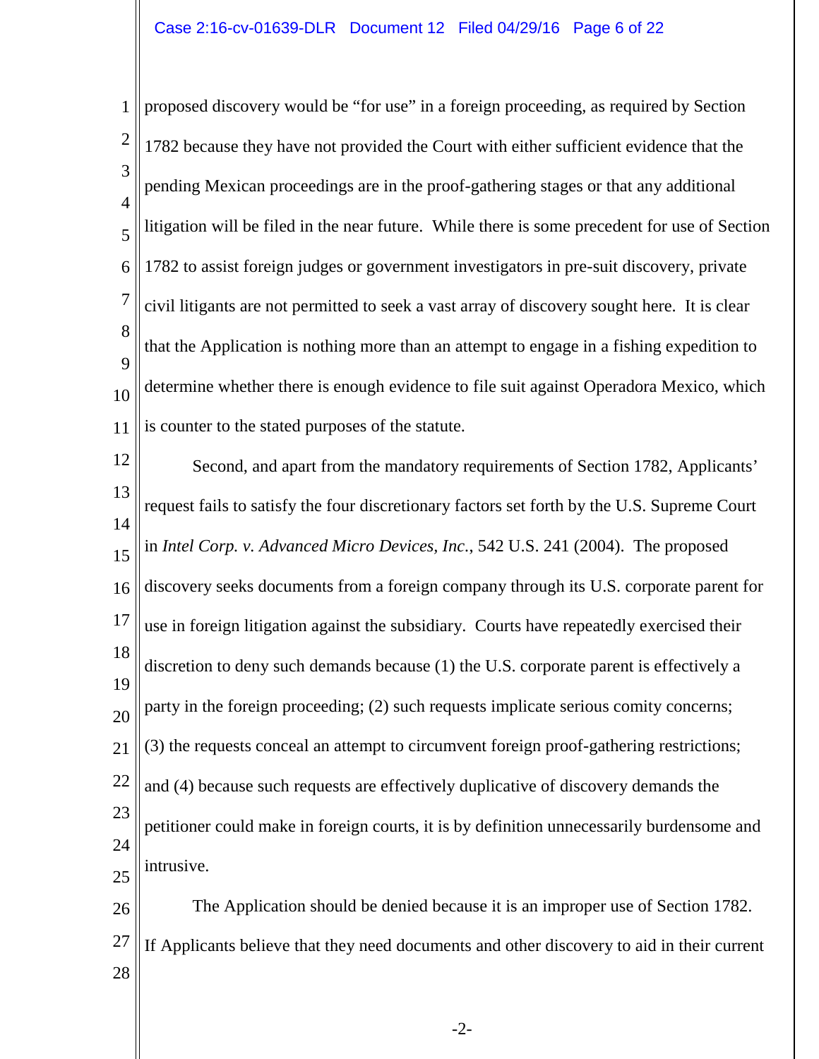proposed discovery would be "for use" in a foreign proceeding, as required by Section 1782 because they have not provided the Court with either sufficient evidence that the pending Mexican proceedings are in the proof-gathering stages or that any additional litigation will be filed in the near future. While there is some precedent for use of Section 1782 to assist foreign judges or government investigators in pre-suit discovery, private civil litigants are not permitted to seek a vast array of discovery sought here. It is clear that the Application is nothing more than an attempt to engage in a fishing expedition to determine whether there is enough evidence to file suit against Operadora Mexico, which is counter to the stated purposes of the statute.

Second, and apart from the mandatory requirements of Section 1782, Applicants' request fails to satisfy the four discretionary factors set forth by the U.S. Supreme Court in *Intel Corp. v. Advanced Micro Devices, Inc.*, 542 U.S. 241 (2004). The proposed discovery seeks documents from a foreign company through its U.S. corporate parent for use in foreign litigation against the subsidiary. Courts have repeatedly exercised their discretion to deny such demands because (1) the U.S. corporate parent is effectively a party in the foreign proceeding; (2) such requests implicate serious comity concerns; (3) the requests conceal an attempt to circumvent foreign proof-gathering restrictions; and (4) because such requests are effectively duplicative of discovery demands the petitioner could make in foreign courts, it is by definition unnecessarily burdensome and intrusive.

The Application should be denied because it is an improper use of Section 1782. If Applicants believe that they need documents and other discovery to aid in their current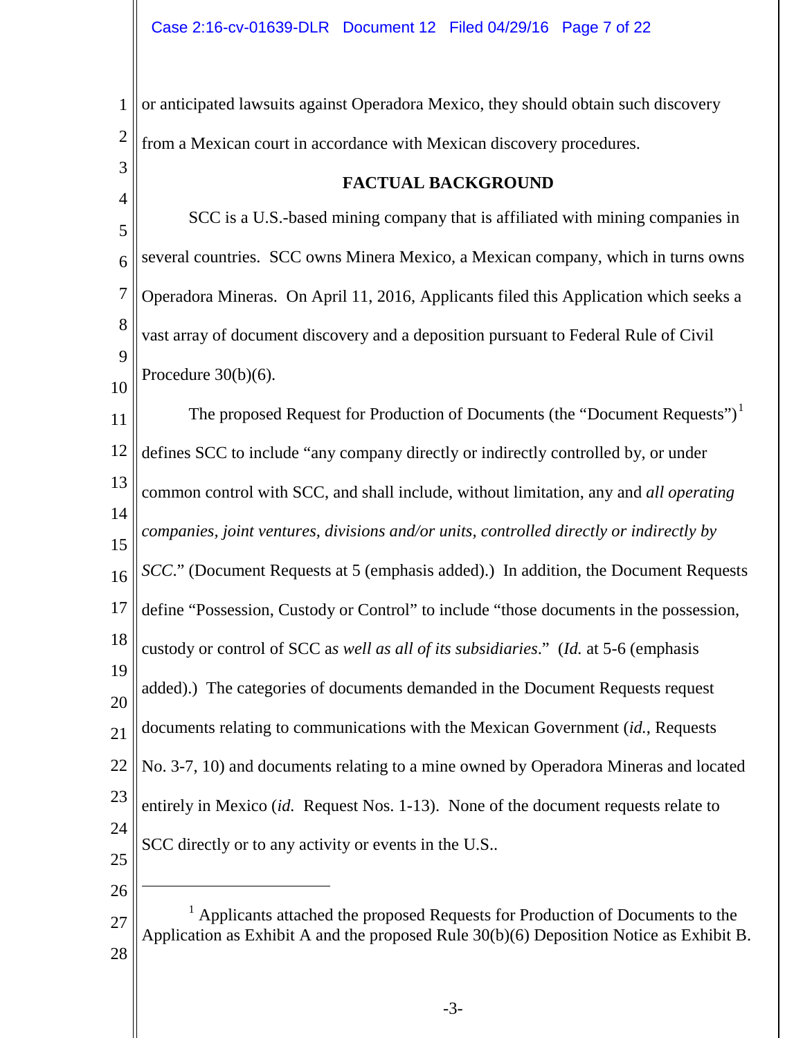or anticipated lawsuits against Operadora Mexico, they should obtain such discovery from a Mexican court in accordance with Mexican discovery procedures.

## FACTUAL BACKGROUND

SCC is a U.S.-based mining company that is affiliated with mining companies in several countries. SCC owns Minera Mexico, a Mexican company, which in turns owns Operadora Mineras. On April 11, 2016, Applicants filed this Application which seeks a vast array of document discovery and a deposition pursuant to Federal Rule of Civil Procedure 30(b)(6).

The proposed Request for Production of Documents (the "Document Requests")[1] defines SCC to include "any company directly or indirectly controlled by, or under common control with SCC, and shall include, without limitation, any and *all operating companies, joint ventures, divisions and/or units, controlled directly or indirectly by SCC*." (Document Requests at 5 (emphasis added).) In addition, the Document Requests define "Possession, Custody or Control" to include "those documents in the possession, custody or control of SCC a*s well as all of its subsidiaries*." (*Id.* at 5-6 (emphasis added).) The categories of documents demanded in the Document Requests request documents relating to communications with the Mexican Government (*id.*, Requests No. 3-7, 10) and documents relating to a mine owned by Operadora Mineras and located entirely in Mexico (*id.* Request Nos. 1-13). None of the document requests relate to SCC directly or to any activity or events in the U.S..

---

[1] Applicants attached the proposed Requests for Production of Documents to the Application as Exhibit A and the proposed Rule 30(b)(6) Deposition Notice as Exhibit B.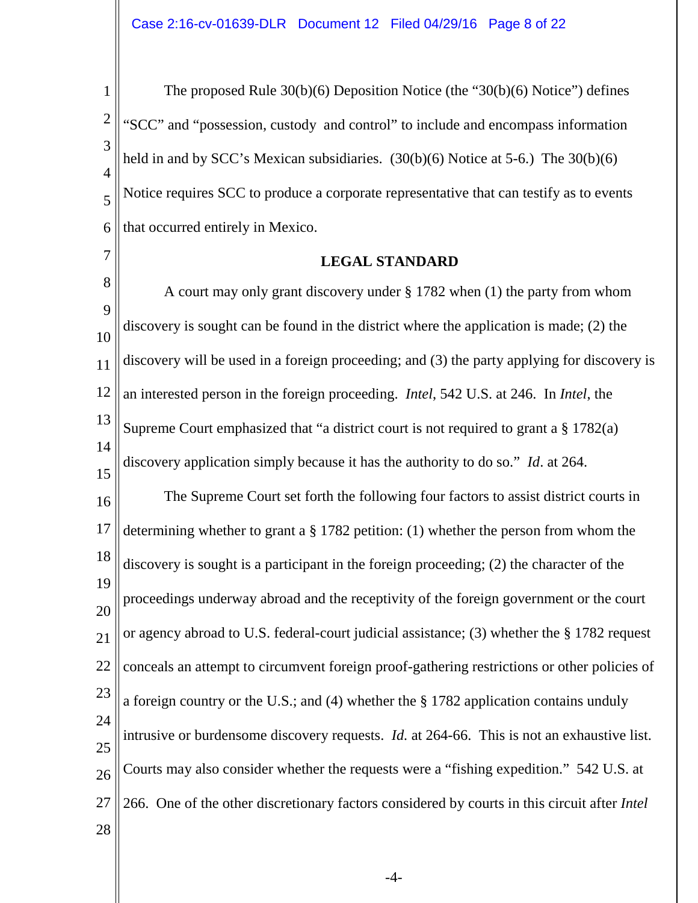The proposed Rule 30(b)(6) Deposition Notice (the "30(b)(6) Notice") defines "SCC" and "possession, custody and control" to include and encompass information held in and by SCC's Mexican subsidiaries. (30(b)(6) Notice at 5-6.) The 30(b)(6) Notice requires SCC to produce a corporate representative that can testify as to events that occurred entirely in Mexico.

## LEGAL STANDARD

A court may only grant discovery under § 1782 when (1) the party from whom discovery is sought can be found in the district where the application is made; (2) the discovery will be used in a foreign proceeding; and (3) the party applying for discovery is an interested person in the foreign proceeding. *Intel*, 542 U.S. at 246. In *Intel*, the Supreme Court emphasized that "a district court is not required to grant a § 1782(a) discovery application simply because it has the authority to do so." *Id*. at 264.

The Supreme Court set forth the following four factors to assist district courts in determining whether to grant a § 1782 petition: (1) whether the person from whom the discovery is sought is a participant in the foreign proceeding; (2) the character of the proceedings underway abroad and the receptivity of the foreign government or the court or agency abroad to U.S. federal-court judicial assistance; (3) whether the § 1782 request conceals an attempt to circumvent foreign proof-gathering restrictions or other policies of a foreign country or the U.S.; and (4) whether the § 1782 application contains unduly intrusive or burdensome discovery requests. *Id.* at 264-66. This is not an exhaustive list. Courts may also consider whether the requests were a "fishing expedition." 542 U.S. at 266. One of the other discretionary factors considered by courts in this circuit after *Intel*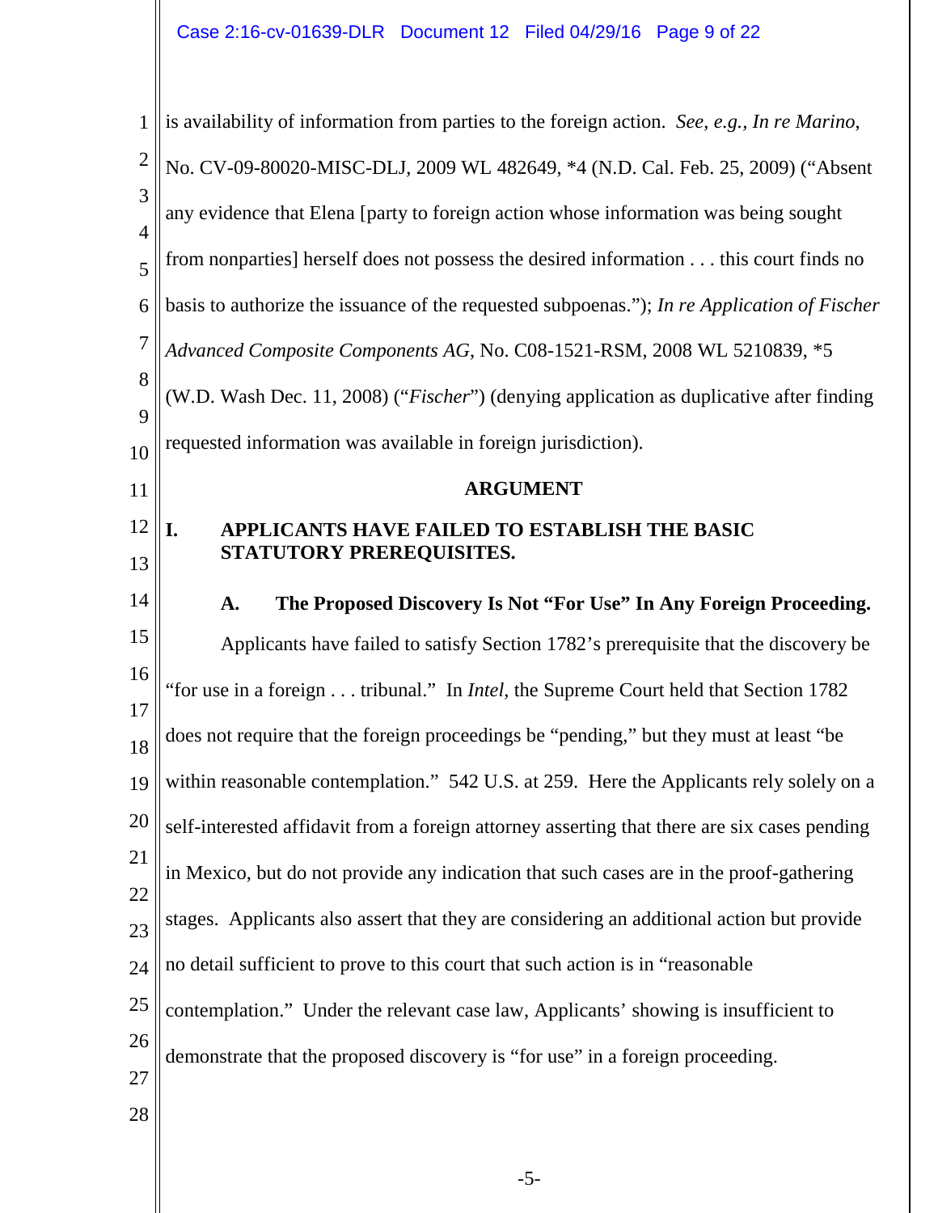is availability of information from parties to the foreign action. *See, e.g., In re Marino,* No. CV-09-80020-MISC-DLJ, 2009 WL 482649, *4 (N.D. Cal. Feb. 25, 2009) ("Absent any evidence that Elena [party to foreign action whose information was being sought from nonparties] herself does not possess the desired information . . . this court finds no basis to authorize the issuance of the requested subpoenas."); *In re Application of Fischer Advanced Composite Components AG*, No. C08-1521-RSM, 2008 WL 5210839, *5 (W.D. Wash Dec. 11, 2008) ("*Fischer*") (denying application as duplicative after finding requested information was available in foreign jurisdiction).

## ARGUMENT

### I. APPLICANTS HAVE FAILED TO ESTABLISH THE BASIC STATUTORY PREREQUISITES.

#### A. The Proposed Discovery Is Not "For Use" In Any Foreign Proceeding.

Applicants have failed to satisfy Section 1782's prerequisite that the discovery be "for use in a foreign . . . tribunal." In *Intel*, the Supreme Court held that Section 1782 does not require that the foreign proceedings be "pending," but they must at least "be within reasonable contemplation." 542 U.S. at 259. Here the Applicants rely solely on a self-interested affidavit from a foreign attorney asserting that there are six cases pending in Mexico, but do not provide any indication that such cases are in the proof-gathering stages. Applicants also assert that they are considering an additional action but provide no detail sufficient to prove to this court that such action is in "reasonable contemplation." Under the relevant case law, Applicants' showing is insufficient to demonstrate that the proposed discovery is "for use" in a foreign proceeding.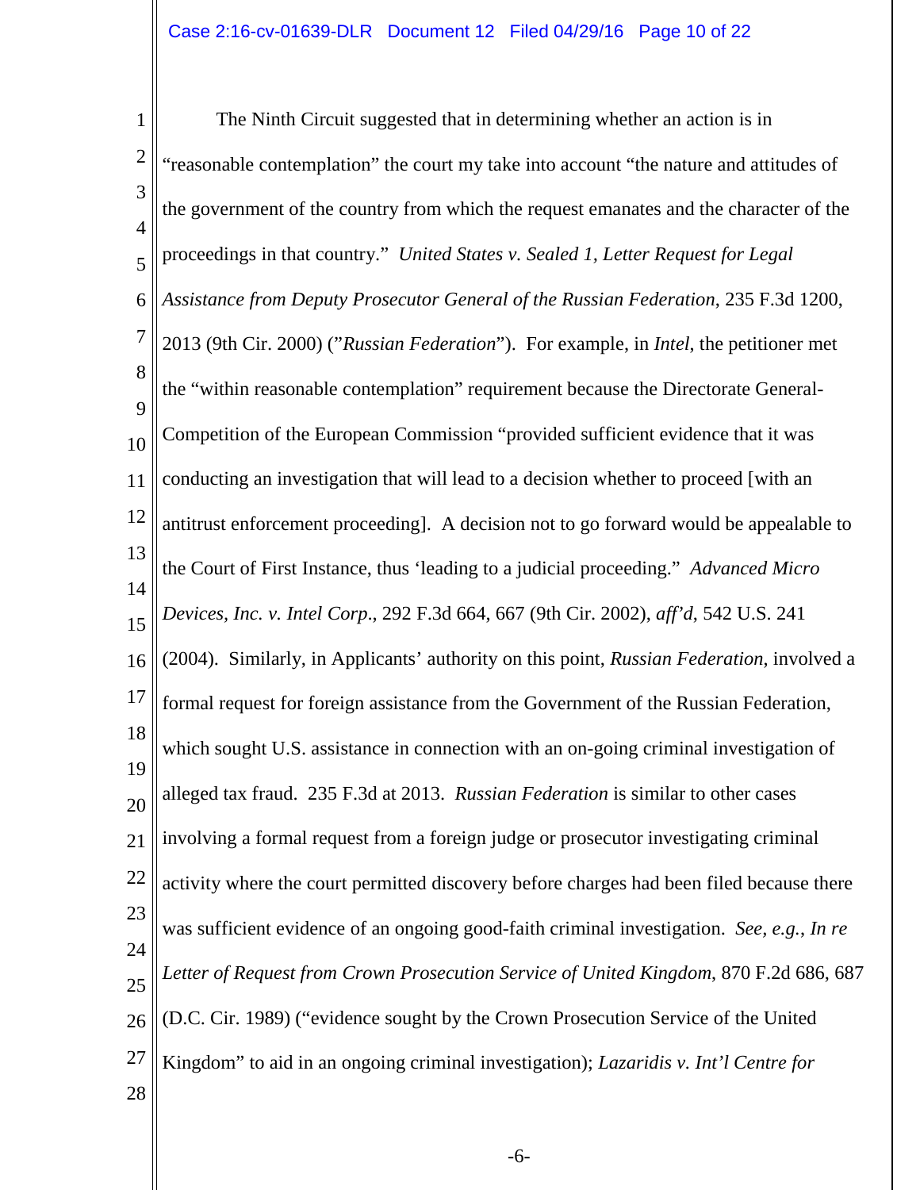The Ninth Circuit suggested that in determining whether an action is in "reasonable contemplation" the court my take into account "the nature and attitudes of the government of the country from which the request emanates and the character of the proceedings in that country." *United States v. Sealed 1, Letter Request for Legal Assistance from Deputy Prosecutor General of the Russian Federation*, 235 F.3d 1200, 2013 (9th Cir. 2000) ("*Russian Federation*"). For example, in *Intel*, the petitioner met the "within reasonable contemplation" requirement because the Directorate General-Competition of the European Commission "provided sufficient evidence that it was conducting an investigation that will lead to a decision whether to proceed [with an antitrust enforcement proceeding]. A decision not to go forward would be appealable to the Court of First Instance, thus 'leading to a judicial proceeding." *Advanced Micro Devices, Inc. v. Intel Corp*., 292 F.3d 664, 667 (9th Cir. 2002), *aff'd*, 542 U.S. 241 (2004). Similarly, in Applicants' authority on this point, *Russian Federation*, involved a formal request for foreign assistance from the Government of the Russian Federation, which sought U.S. assistance in connection with an on-going criminal investigation of alleged tax fraud. 235 F.3d at 2013. *Russian Federation* is similar to other cases involving a formal request from a foreign judge or prosecutor investigating criminal activity where the court permitted discovery before charges had been filed because there was sufficient evidence of an ongoing good-faith criminal investigation. *See, e.g.*, *In re Letter of Request from Crown Prosecution Service of United Kingdom*, 870 F.2d 686, 687 (D.C. Cir. 1989) ("evidence sought by the Crown Prosecution Service of the United Kingdom" to aid in an ongoing criminal investigation); *Lazaridis v. Int'l Centre for*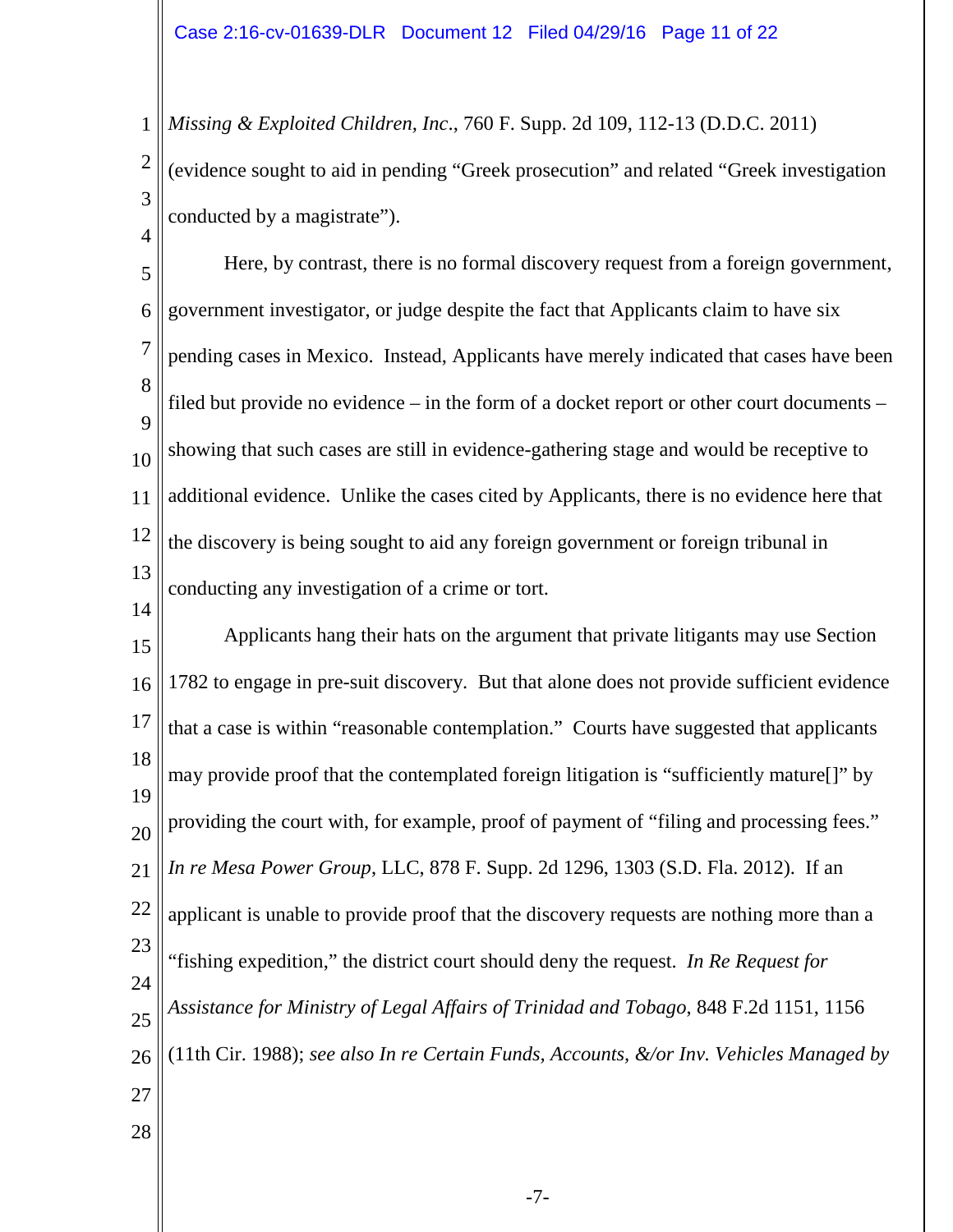*Missing & Exploited Children, Inc.*, 760 F. Supp. 2d 109, 112-13 (D.D.C. 2011) (evidence sought to aid in pending "Greek prosecution" and related "Greek investigation conducted by a magistrate").

Here, by contrast, there is no formal discovery request from a foreign government, government investigator, or judge despite the fact that Applicants claim to have six pending cases in Mexico. Instead, Applicants have merely indicated that cases have been filed but provide no evidence – in the form of a docket report or other court documents – showing that such cases are still in evidence-gathering stage and would be receptive to additional evidence. Unlike the cases cited by Applicants, there is no evidence here that the discovery is being sought to aid any foreign government or foreign tribunal in conducting any investigation of a crime or tort.

Applicants hang their hats on the argument that private litigants may use Section 1782 to engage in pre-suit discovery. But that alone does not provide sufficient evidence that a case is within "reasonable contemplation." Courts have suggested that applicants may provide proof that the contemplated foreign litigation is "sufficiently mature[]" by providing the court with, for example, proof of payment of "filing and processing fees." *In re Mesa Power Group*, LLC, 878 F. Supp. 2d 1296, 1303 (S.D. Fla. 2012). If an applicant is unable to provide proof that the discovery requests are nothing more than a "fishing expedition," the district court should deny the request. *In Re Request for Assistance for Ministry of Legal Affairs of Trinidad and Tobago*, 848 F.2d 1151, 1156 (11th Cir. 1988); *see also In re Certain Funds, Accounts, &/or Inv. Vehicles Managed by*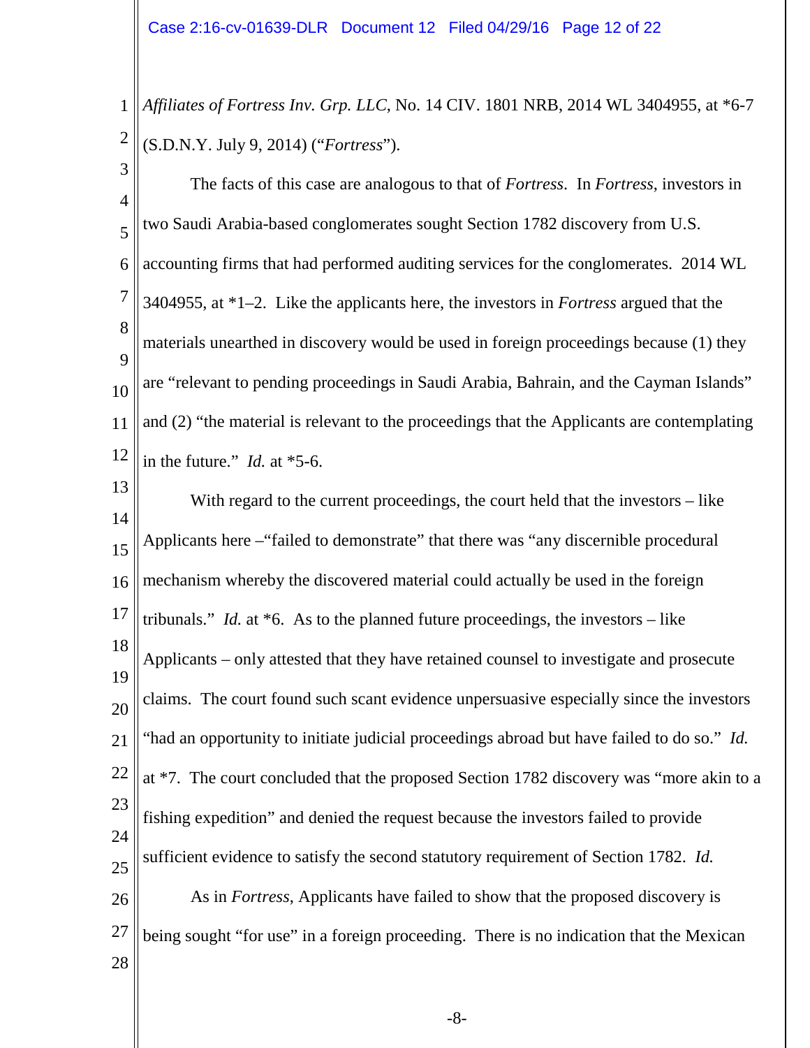*Affiliates of Fortress Inv. Grp. LLC*, No. 14 CIV. 1801 NRB, 2014 WL 3404955, at *6-7 (S.D.N.Y. July 9, 2014) ("*Fortress*").

The facts of this case are analogous to that of *Fortress*. In *Fortress*, investors in two Saudi Arabia-based conglomerates sought Section 1782 discovery from U.S. accounting firms that had performed auditing services for the conglomerates. 2014 WL 3404955, at *1–2. Like the applicants here, the investors in *Fortress* argued that the materials unearthed in discovery would be used in foreign proceedings because (1) they are "relevant to pending proceedings in Saudi Arabia, Bahrain, and the Cayman Islands" and (2) "the material is relevant to the proceedings that the Applicants are contemplating in the future." *Id.* at *5-6.

With regard to the current proceedings, the court held that the investors – like Applicants here –"failed to demonstrate" that there was "any discernible procedural mechanism whereby the discovered material could actually be used in the foreign tribunals." *Id.* at *6. As to the planned future proceedings, the investors – like Applicants – only attested that they have retained counsel to investigate and prosecute claims. The court found such scant evidence unpersuasive especially since the investors "had an opportunity to initiate judicial proceedings abroad but have failed to do so." *Id.* at *7. The court concluded that the proposed Section 1782 discovery was "more akin to a fishing expedition" and denied the request because the investors failed to provide sufficient evidence to satisfy the second statutory requirement of Section 1782. *Id.*

As in *Fortress*, Applicants have failed to show that the proposed discovery is being sought "for use" in a foreign proceeding. There is no indication that the Mexican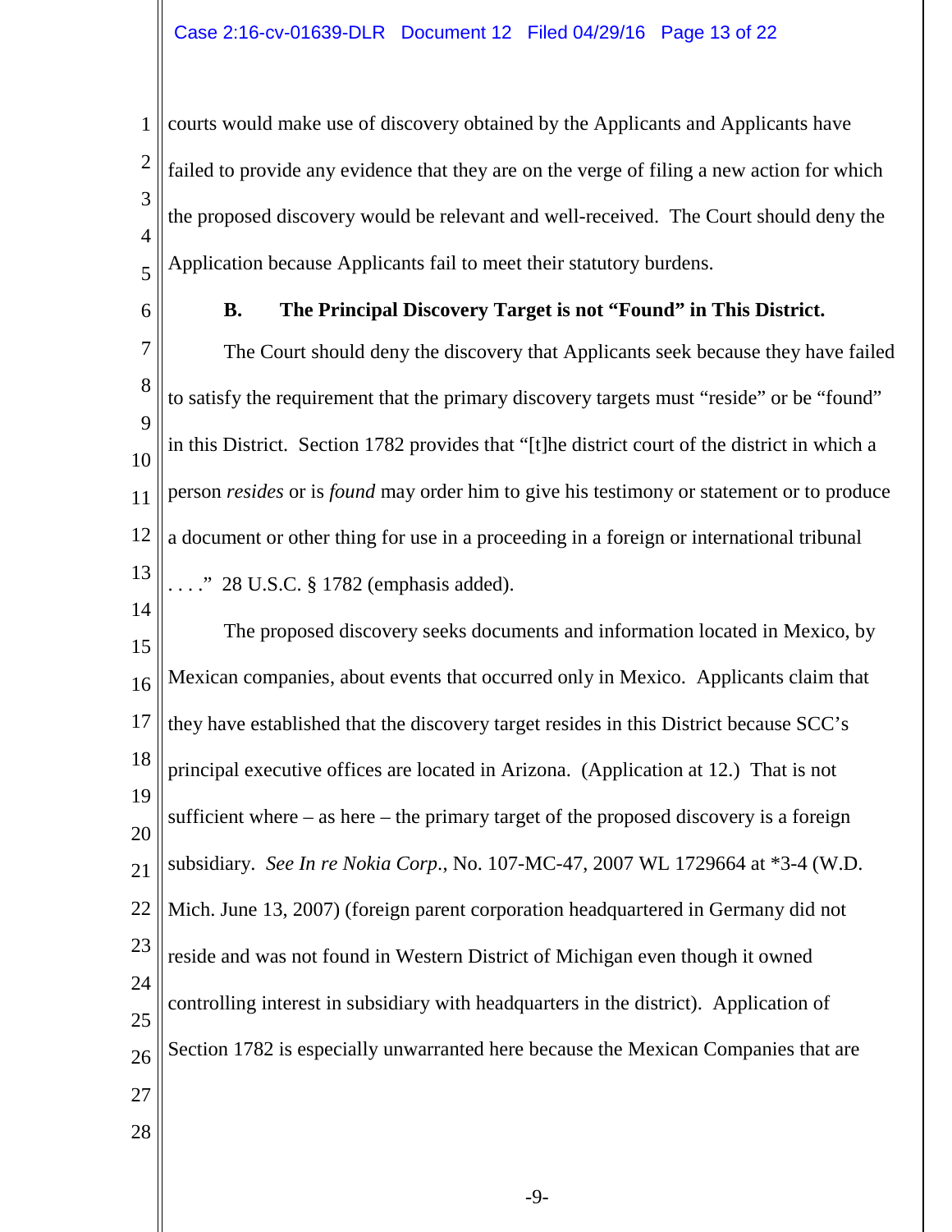courts would make use of discovery obtained by the Applicants and Applicants have failed to provide any evidence that they are on the verge of filing a new action for which the proposed discovery would be relevant and well-received. The Court should deny the Application because Applicants fail to meet their statutory burdens.

### B. The Principal Discovery Target is not "Found" in This District.

The Court should deny the discovery that Applicants seek because they have failed to satisfy the requirement that the primary discovery targets must "reside" or be "found" in this District. Section 1782 provides that "[t]he district court of the district in which a person *resides* or is *found* may order him to give his testimony or statement or to produce a document or other thing for use in a proceeding in a foreign or international tribunal . . . ." 28 U.S.C. § 1782 (emphasis added).

The proposed discovery seeks documents and information located in Mexico, by Mexican companies, about events that occurred only in Mexico. Applicants claim that they have established that the discovery target resides in this District because SCC's principal executive offices are located in Arizona. (Application at 12.) That is not sufficient where – as here – the primary target of the proposed discovery is a foreign subsidiary. *See In re Nokia Corp.*, No. 107-MC-47, 2007 WL 1729664 at *3-4 (W.D. Mich. June 13, 2007) (foreign parent corporation headquartered in Germany did not reside and was not found in Western District of Michigan even though it owned controlling interest in subsidiary with headquarters in the district). Application of Section 1782 is especially unwarranted here because the Mexican Companies that are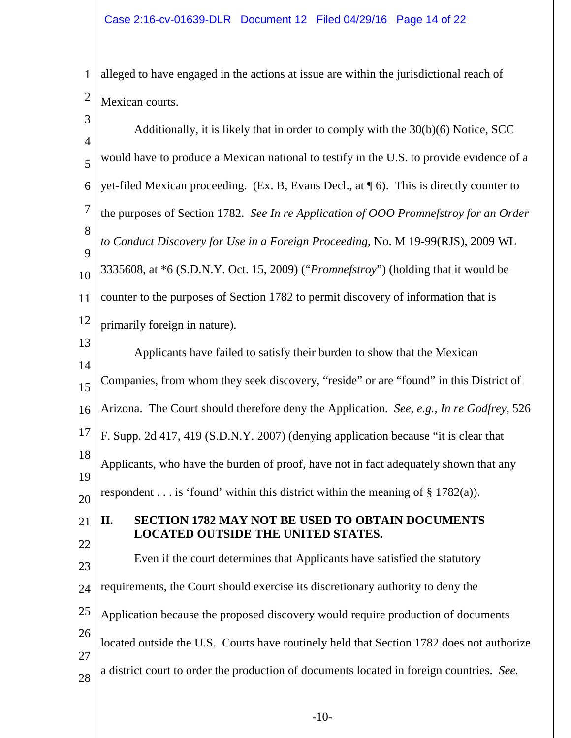alleged to have engaged in the actions at issue are within the jurisdictional reach of Mexican courts.

Additionally, it is likely that in order to comply with the 30(b)(6) Notice, SCC would have to produce a Mexican national to testify in the U.S. to provide evidence of a yet-filed Mexican proceeding. (Ex. B, Evans Decl., at ¶ 6). This is directly counter to the purposes of Section 1782. *See In re Application of OOO Promnefstroy for an Order to Conduct Discovery for Use in a Foreign Proceeding*, No. M 19-99(RJS), 2009 WL 3335608, at *6 (S.D.N.Y. Oct. 15, 2009) ("*Promnefstroy*") (holding that it would be counter to the purposes of Section 1782 to permit discovery of information that is primarily foreign in nature).

Applicants have failed to satisfy their burden to show that the Mexican Companies, from whom they seek discovery, "reside" or are "found" in this District of Arizona. The Court should therefore deny the Application. *See, e.g., In re Godfrey*, 526 F. Supp. 2d 417, 419 (S.D.N.Y. 2007) (denying application because "it is clear that Applicants, who have the burden of proof, have not in fact adequately shown that any respondent . . . is 'found' within this district within the meaning of § 1782(a)).

## II. SECTION 1782 MAY NOT BE USED TO OBTAIN DOCUMENTS LOCATED OUTSIDE THE UNITED STATES.

Even if the court determines that Applicants have satisfied the statutory requirements, the Court should exercise its discretionary authority to deny the Application because the proposed discovery would require production of documents located outside the U.S. Courts have routinely held that Section 1782 does not authorize a district court to order the production of documents located in foreign countries. *See.*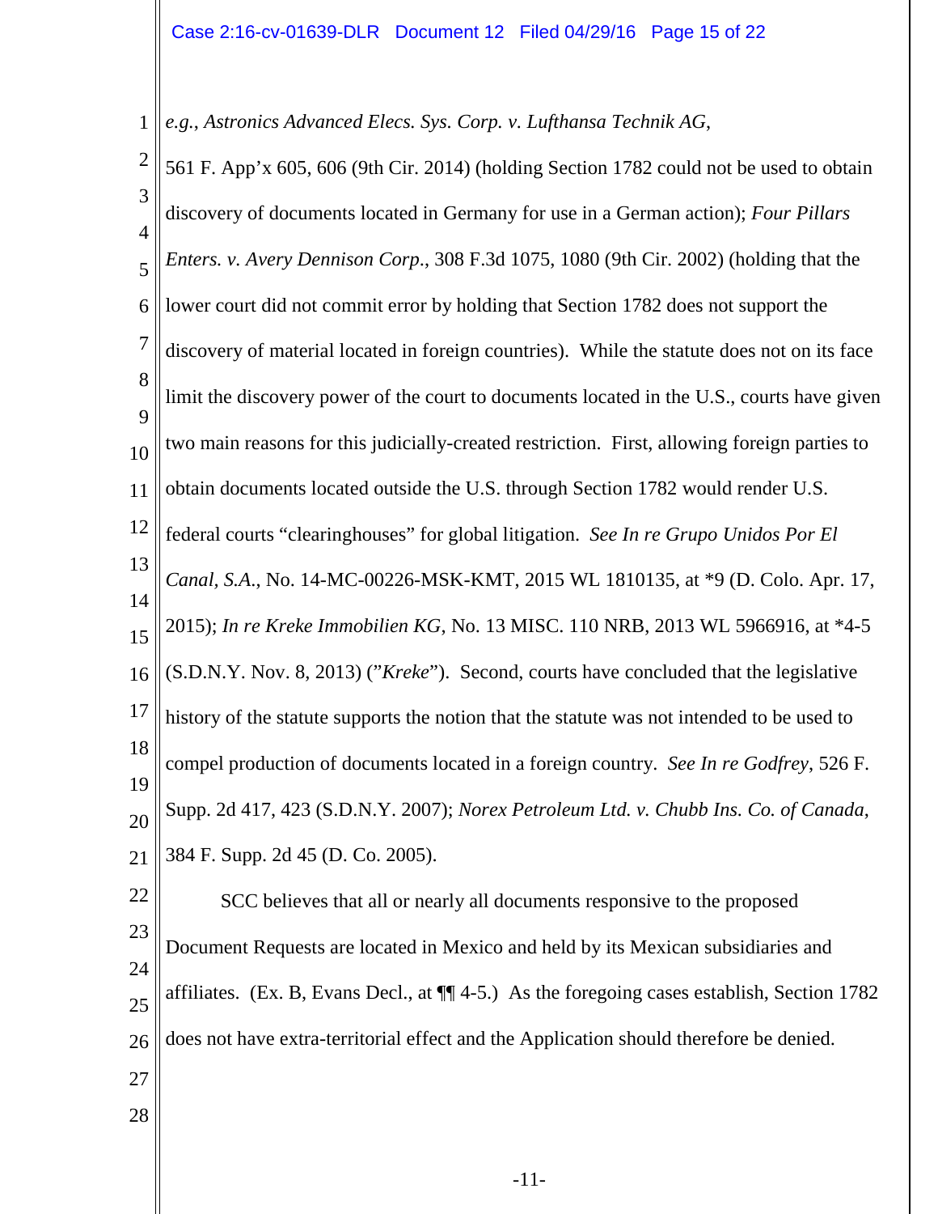*e.g.*, *Astronics Advanced Elecs. Sys. Corp. v. Lufthansa Technik AG*, 561 F. App'x 605, 606 (9th Cir. 2014) (holding Section 1782 could not be used to obtain discovery of documents located in Germany for use in a German action); *Four Pillars Enters. v. Avery Dennison Corp.*, 308 F.3d 1075, 1080 (9th Cir. 2002) (holding that the lower court did not commit error by holding that Section 1782 does not support the discovery of material located in foreign countries). While the statute does not on its face limit the discovery power of the court to documents located in the U.S., courts have given two main reasons for this judicially-created restriction. First, allowing foreign parties to obtain documents located outside the U.S. through Section 1782 would render U.S. federal courts "clearinghouses" for global litigation. *See In re Grupo Unidos Por El Canal, S.A.*, No. 14-MC-00226-MSK-KMT, 2015 WL 1810135, at *9 (D. Colo. Apr. 17, 2015); *In re Kreke Immobilien KG*, No. 13 MISC. 110 NRB, 2013 WL 5966916, at *4-5 (S.D.N.Y. Nov. 8, 2013) ("*Kreke*"). Second, courts have concluded that the legislative history of the statute supports the notion that the statute was not intended to be used to compel production of documents located in a foreign country. *See In re Godfrey*, 526 F. Supp. 2d 417, 423 (S.D.N.Y. 2007); *Norex Petroleum Ltd. v. Chubb Ins. Co. of Canada*, 384 F. Supp. 2d 45 (D. Co. 2005).

SCC believes that all or nearly all documents responsive to the proposed Document Requests are located in Mexico and held by its Mexican subsidiaries and affiliates. (Ex. B, Evans Decl., at ¶¶ 4-5.) As the foregoing cases establish, Section 1782 does not have extra-territorial effect and the Application should therefore be denied.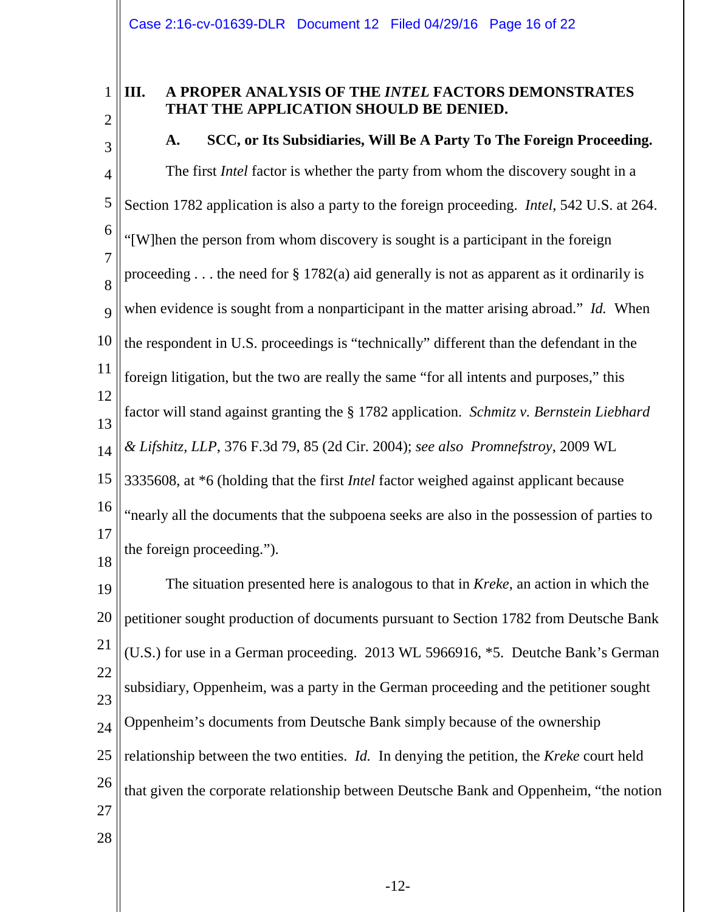## III. A PROPER ANALYSIS OF THE *INTEL* FACTORS DEMONSTRATES THAT THE APPLICATION SHOULD BE DENIED.

### A. SCC, or Its Subsidiaries, Will Be A Party To The Foreign Proceeding.

The first *Intel* factor is whether the party from whom the discovery sought in a Section 1782 application is also a party to the foreign proceeding. *Intel*, 542 U.S. at 264. "[W]hen the person from whom discovery is sought is a participant in the foreign proceeding . . . the need for § 1782(a) aid generally is not as apparent as it ordinarily is when evidence is sought from a nonparticipant in the matter arising abroad." *Id.* When the respondent in U.S. proceedings is "technically" different than the defendant in the foreign litigation, but the two are really the same "for all intents and purposes," this factor will stand against granting the § 1782 application. *Schmitz v. Bernstein Liebhard & Lifshitz, LLP*, 376 F.3d 79, 85 (2d Cir. 2004); *see also Promnefstroy*, 2009 WL 3335608, at *6 (holding that the first *Intel* factor weighed against applicant because "nearly all the documents that the subpoena seeks are also in the possession of parties to the foreign proceeding.").

The situation presented here is analogous to that in *Kreke*, an action in which the petitioner sought production of documents pursuant to Section 1782 from Deutsche Bank (U.S.) for use in a German proceeding. 2013 WL 5966916, *5. Deutche Bank's German subsidiary, Oppenheim, was a party in the German proceeding and the petitioner sought Oppenheim's documents from Deutsche Bank simply because of the ownership relationship between the two entities. *Id.* In denying the petition, the *Kreke* court held that given the corporate relationship between Deutsche Bank and Oppenheim, "the notion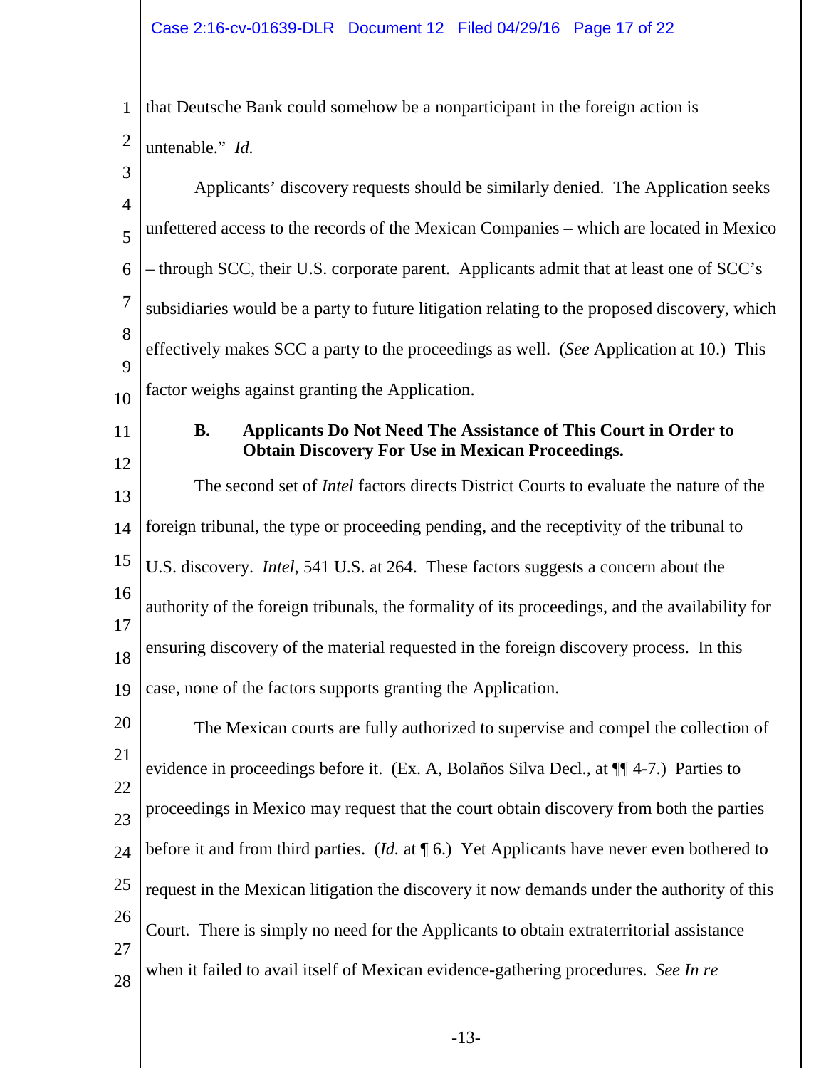that Deutsche Bank could somehow be a nonparticipant in the foreign action is untenable." *Id.*

Applicants' discovery requests should be similarly denied. The Application seeks unfettered access to the records of the Mexican Companies – which are located in Mexico – through SCC, their U.S. corporate parent. Applicants admit that at least one of SCC's subsidiaries would be a party to future litigation relating to the proposed discovery, which effectively makes SCC a party to the proceedings as well. (*See* Application at 10.) This factor weighs against granting the Application.

**B. Applicants Do Not Need The Assistance of This Court in Order to Obtain Discovery For Use in Mexican Proceedings.**

The second set of *Intel* factors directs District Courts to evaluate the nature of the foreign tribunal, the type or proceeding pending, and the receptivity of the tribunal to U.S. discovery. *Intel*, 541 U.S. at 264. These factors suggests a concern about the authority of the foreign tribunals, the formality of its proceedings, and the availability for ensuring discovery of the material requested in the foreign discovery process. In this case, none of the factors supports granting the Application.

The Mexican courts are fully authorized to supervise and compel the collection of evidence in proceedings before it. (Ex. A, Bolaños Silva Decl., at ¶¶ 4-7.) Parties to proceedings in Mexico may request that the court obtain discovery from both the parties before it and from third parties. (*Id.* at ¶ 6.) Yet Applicants have never even bothered to request in the Mexican litigation the discovery it now demands under the authority of this Court. There is simply no need for the Applicants to obtain extraterritorial assistance when it failed to avail itself of Mexican evidence-gathering procedures. *See In re*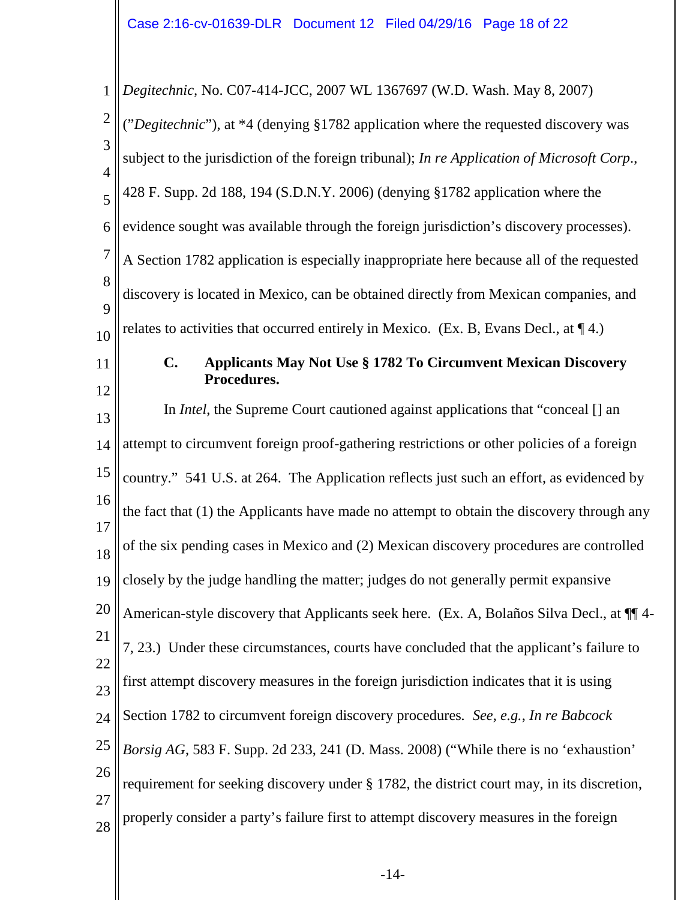*Degitechnic*, No. C07-414-JCC, 2007 WL 1367697 (W.D. Wash. May 8, 2007) ("*Degitechnic*"), at *4 (denying §1782 application where the requested discovery was subject to the jurisdiction of the foreign tribunal); *In re Application of Microsoft Corp*., 428 F. Supp. 2d 188, 194 (S.D.N.Y. 2006) (denying §1782 application where the evidence sought was available through the foreign jurisdiction's discovery processes). A Section 1782 application is especially inappropriate here because all of the requested discovery is located in Mexico, can be obtained directly from Mexican companies, and relates to activities that occurred entirely in Mexico. (Ex. B, Evans Decl., at ¶ 4.)

### C. Applicants May Not Use § 1782 To Circumvent Mexican Discovery Procedures.

In *Intel*, the Supreme Court cautioned against applications that "conceal [] an attempt to circumvent foreign proof-gathering restrictions or other policies of a foreign country." 541 U.S. at 264. The Application reflects just such an effort, as evidenced by the fact that (1) the Applicants have made no attempt to obtain the discovery through any of the six pending cases in Mexico and (2) Mexican discovery procedures are controlled closely by the judge handling the matter; judges do not generally permit expansive American-style discovery that Applicants seek here. (Ex. A, Bolaños Silva Decl., at ¶¶ 4-7, 23.) Under these circumstances, courts have concluded that the applicant's failure to first attempt discovery measures in the foreign jurisdiction indicates that it is using Section 1782 to circumvent foreign discovery procedures. *See, e.g.*, *In re Babcock Borsig AG*, 583 F. Supp. 2d 233, 241 (D. Mass. 2008) ("While there is no 'exhaustion' requirement for seeking discovery under § 1782, the district court may, in its discretion, properly consider a party's failure first to attempt discovery measures in the foreign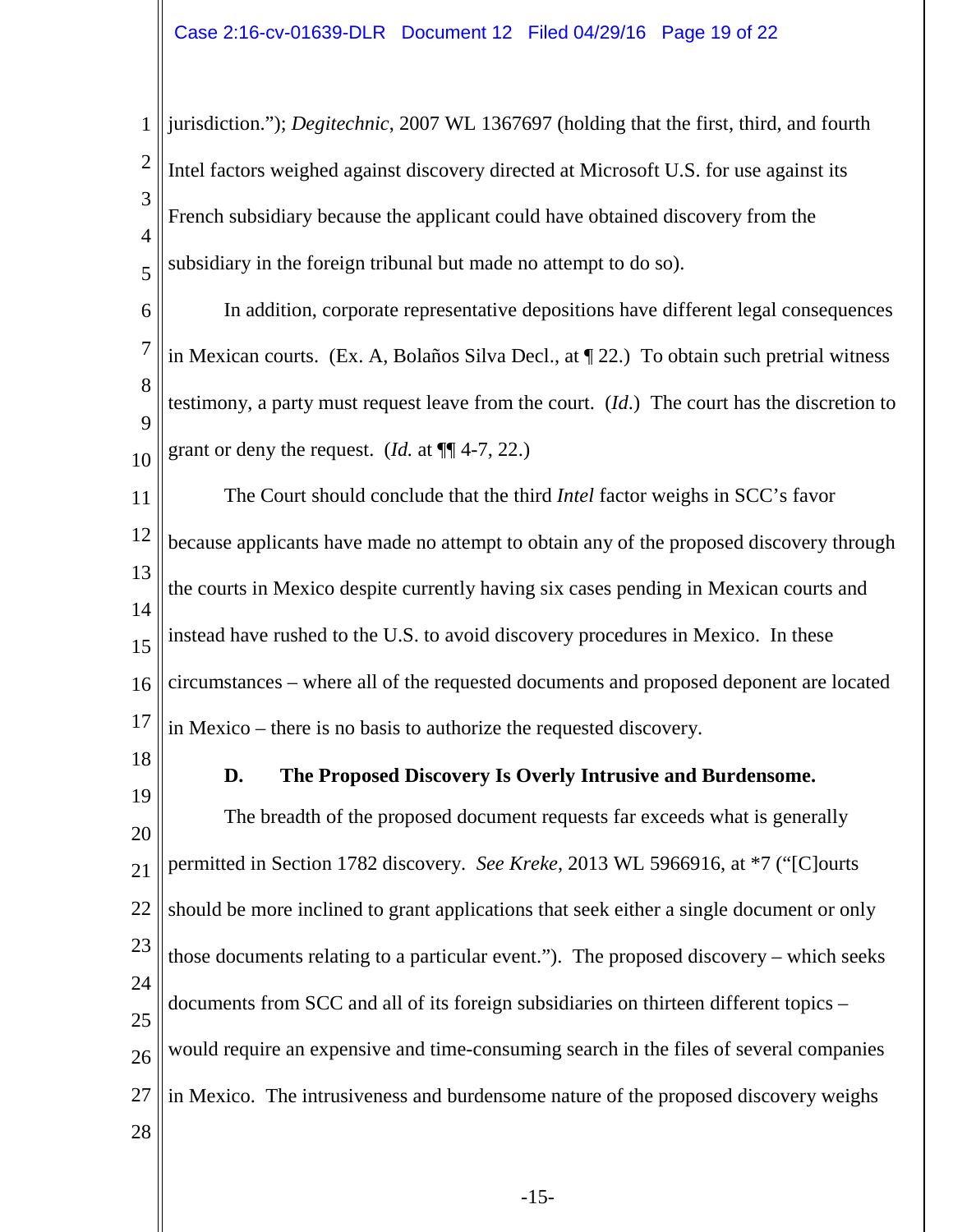jurisdiction."); *Degitechnic*, 2007 WL 1367697 (holding that the first, third, and fourth Intel factors weighed against discovery directed at Microsoft U.S. for use against its French subsidiary because the applicant could have obtained discovery from the subsidiary in the foreign tribunal but made no attempt to do so).

In addition, corporate representative depositions have different legal consequences in Mexican courts. (Ex. A, Bolaños Silva Decl., at ¶ 22.) To obtain such pretrial witness testimony, a party must request leave from the court. (*Id*.) The court has the discretion to grant or deny the request. (*Id.* at ¶¶ 4-7, 22.)

The Court should conclude that the third *Intel* factor weighs in SCC's favor because applicants have made no attempt to obtain any of the proposed discovery through the courts in Mexico despite currently having six cases pending in Mexican courts and instead have rushed to the U.S. to avoid discovery procedures in Mexico. In these circumstances – where all of the requested documents and proposed deponent are located in Mexico – there is no basis to authorize the requested discovery.

### D. The Proposed Discovery Is Overly Intrusive and Burdensome.

The breadth of the proposed document requests far exceeds what is generally permitted in Section 1782 discovery. *See Kreke*, 2013 WL 5966916, at *7 ("[C]ourts should be more inclined to grant applications that seek either a single document or only those documents relating to a particular event."). The proposed discovery – which seeks documents from SCC and all of its foreign subsidiaries on thirteen different topics – would require an expensive and time-consuming search in the files of several companies in Mexico. The intrusiveness and burdensome nature of the proposed discovery weighs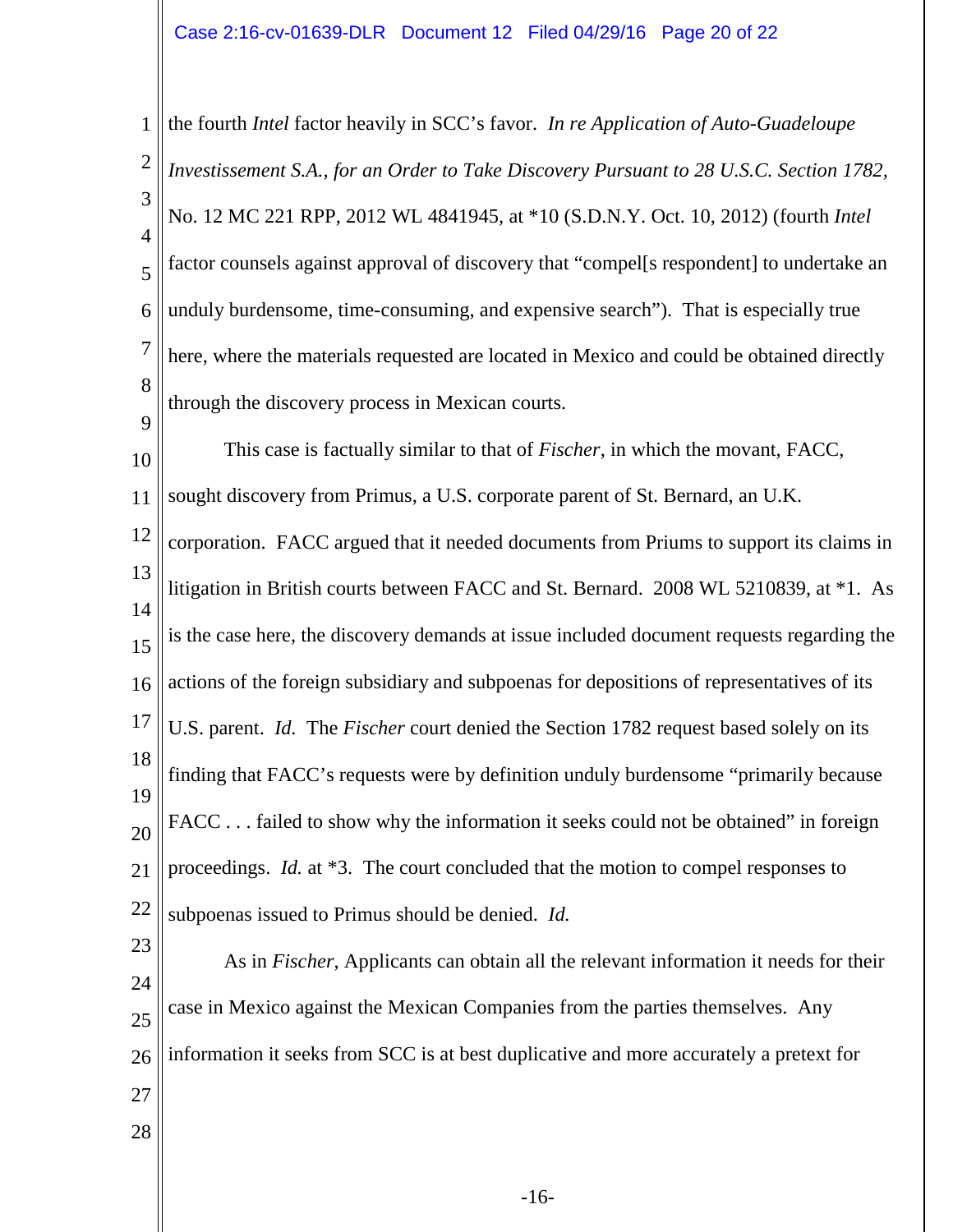the fourth *Intel* factor heavily in SCC's favor. *In re Application of Auto-Guadeloupe Investissement S.A., for an Order to Take Discovery Pursuant to 28 U.S.C. Section 1782*, No. 12 MC 221 RPP, 2012 WL 4841945, at *10 (S.D.N.Y. Oct. 10, 2012) (fourth *Intel* factor counsels against approval of discovery that "compel[s respondent] to undertake an unduly burdensome, time-consuming, and expensive search"). That is especially true here, where the materials requested are located in Mexico and could be obtained directly through the discovery process in Mexican courts.

This case is factually similar to that of *Fischer*, in which the movant, FACC, sought discovery from Primus, a U.S. corporate parent of St. Bernard, an U.K. corporation. FACC argued that it needed documents from Priums to support its claims in litigation in British courts between FACC and St. Bernard. 2008 WL 5210839, at *1. As is the case here, the discovery demands at issue included document requests regarding the actions of the foreign subsidiary and subpoenas for depositions of representatives of its U.S. parent. *Id.* The *Fischer* court denied the Section 1782 request based solely on its finding that FACC's requests were by definition unduly burdensome "primarily because FACC . . . failed to show why the information it seeks could not be obtained" in foreign proceedings. *Id.* at *3. The court concluded that the motion to compel responses to subpoenas issued to Primus should be denied. *Id.*

As in *Fischer*, Applicants can obtain all the relevant information it needs for their case in Mexico against the Mexican Companies from the parties themselves. Any information it seeks from SCC is at best duplicative and more accurately a pretext for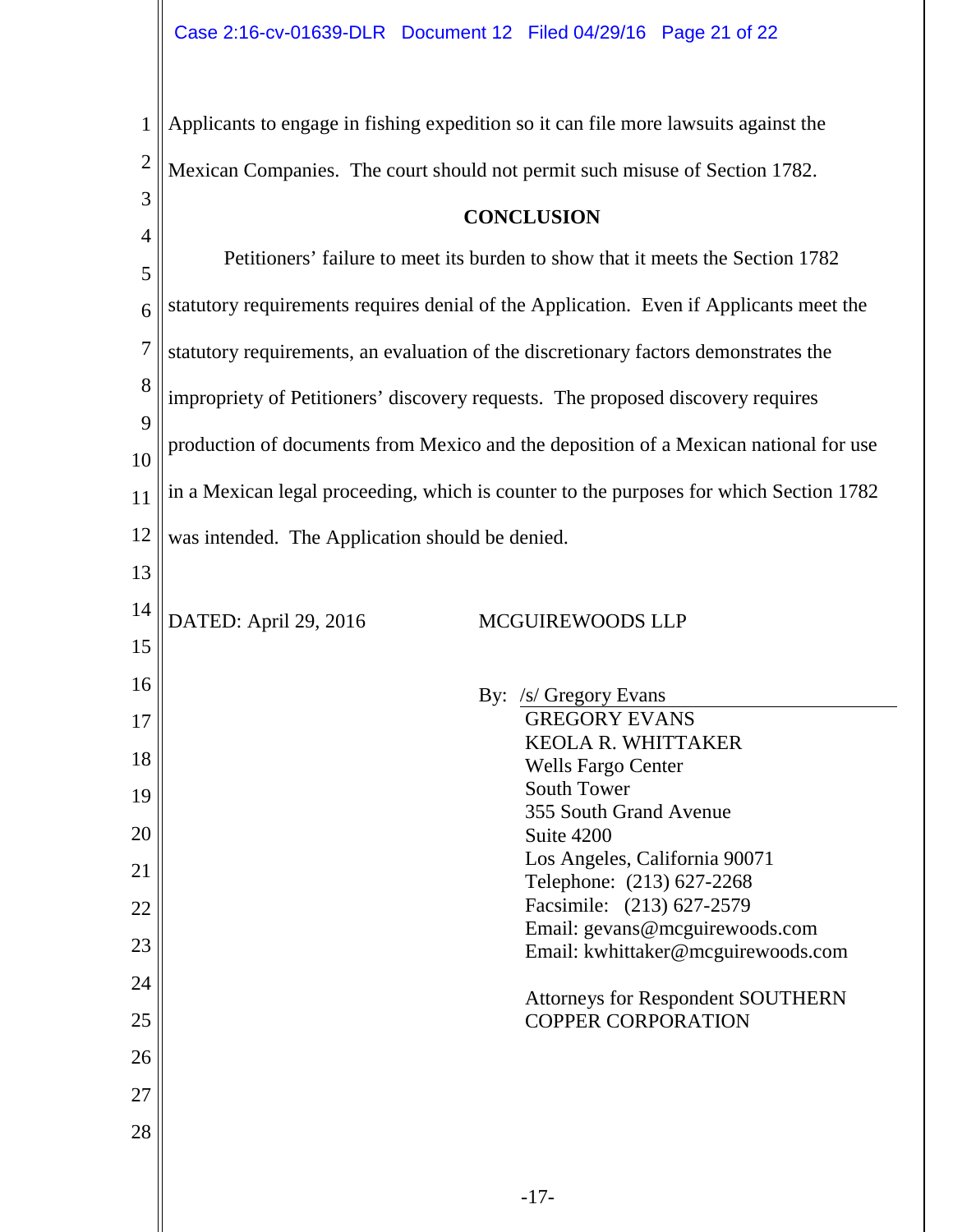Applicants to engage in fishing expedition so it can file more lawsuits against the Mexican Companies. The court should not permit such misuse of Section 1782.

## CONCLUSION

Petitioners' failure to meet its burden to show that it meets the Section 1782 statutory requirements requires denial of the Application. Even if Applicants meet the statutory requirements, an evaluation of the discretionary factors demonstrates the impropriety of Petitioners' discovery requests. The proposed discovery requires production of documents from Mexico and the deposition of a Mexican national for use in a Mexican legal proceeding, which is counter to the purposes for which Section 1782 was intended. The Application should be denied.

DATED: April 29, 2016

MCGUIREWOODS LLP

By: /s/ Gregory Evans

GREGORY EVANS
KEOLA R. WHITTAKER
Wells Fargo Center
South Tower
355 South Grand Avenue
Suite 4200
Los Angeles, California 90071
Telephone: (213) 627-2268
Facsimile: (213) 627-2579
Email: gevans@mcguirewoods.com
Email: kwhittaker@mcguirewoods.com

Attorneys for Respondent SOUTHERN COPPER CORPORATION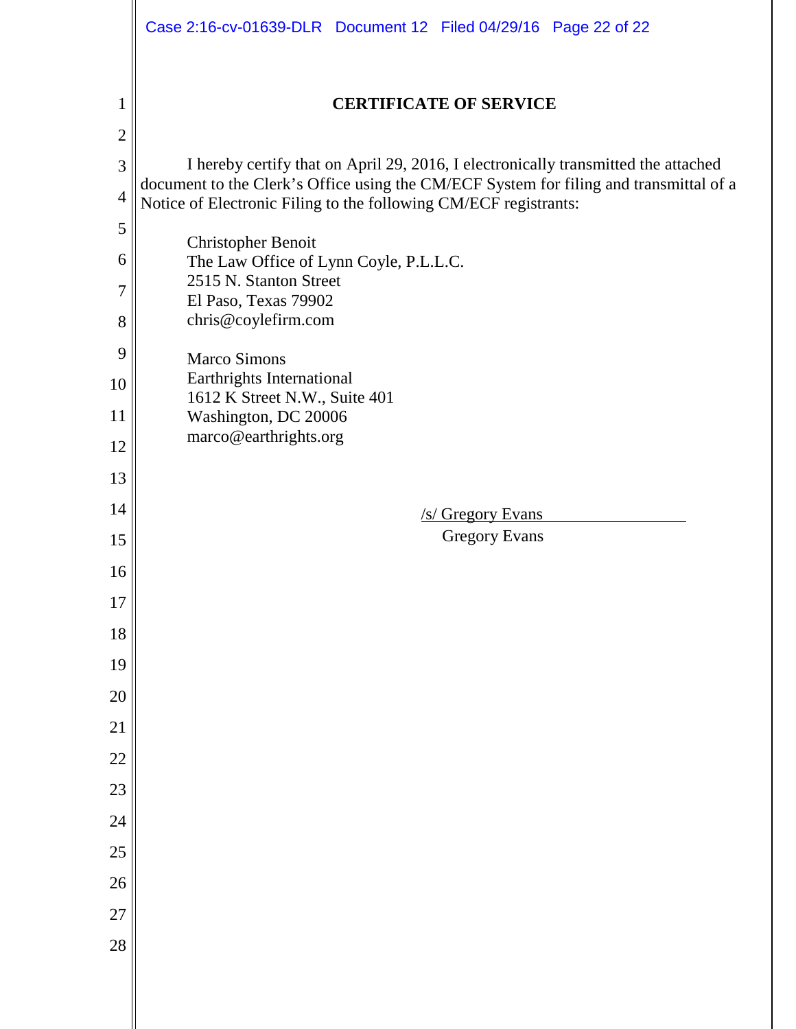## CERTIFICATE OF SERVICE

I hereby certify that on April 29, 2016, I electronically transmitted the attached document to the Clerk's Office using the CM/ECF System for filing and transmittal of a Notice of Electronic Filing to the following CM/ECF registrants:

Christopher Benoit
The Law Office of Lynn Coyle, P.L.L.C.
2515 N. Stanton Street
El Paso, Texas 79902
chris@coylefirm.com

Marco Simons
Earthrights International
1612 K Street N.W., Suite 401
Washington, DC 20006
marco@earthrights.org

/s/ Gregory Evans
Gregory Evans